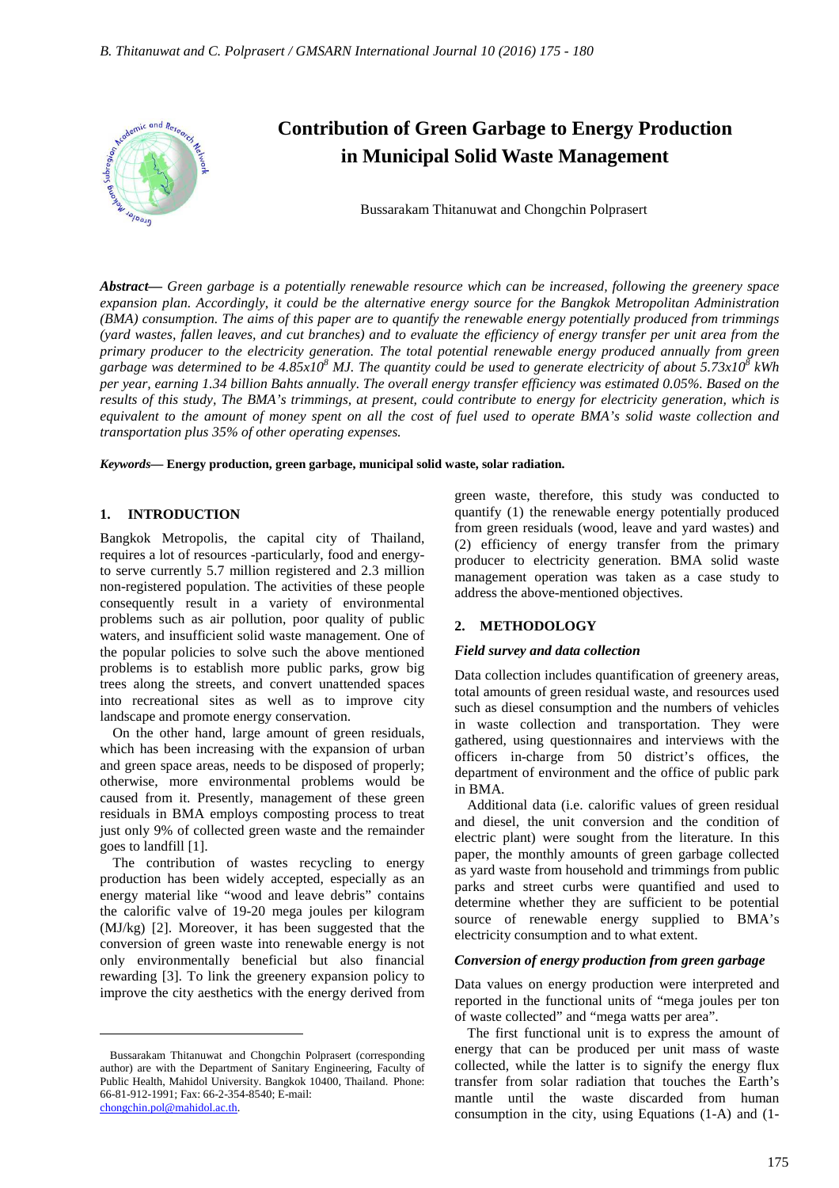# Contribution of Green Garbage to Energy Production in Municipal Solid Waste Management

Bussarakam Thitanuwat and Chongchin Polprasert

***Abstract***— *Green garbage is a potentially renewable resource which can be increased, following the greenery space expansion plan. Accordingly, it could be the alternative energy source for the Bangkok Metropolitan Administration (BMA) consumption. The aims of this paper are to quantify the renewable energy potentially produced from trimmings (yard wastes, fallen leaves, and cut branches) and to evaluate the efficiency of energy transfer per unit area from the primary producer to the electricity generation. The total potential renewable energy produced annually from green garbage was determined to be 4.85x10$^8$ MJ. The quantity could be used to generate electricity of about 5.73x10$^8$ kWh per year, earning 1.34 billion Bahts annually. The overall energy transfer efficiency was estimated 0.05%. Based on the results of this study, The BMA's trimmings, at present, could contribute to energy for electricity generation, which is equivalent to the amount of money spent on all the cost of fuel used to operate BMA's solid waste collection and transportation plus 35% of other operating expenses.*

***Keywords***— **Energy production, green garbage, municipal solid waste, solar radiation.**

## 1. INTRODUCTION

Bangkok Metropolis, the capital city of Thailand, requires a lot of resources -particularly, food and energy-to serve currently 5.7 million registered and 2.3 million non-registered population. The activities of these people consequently result in a variety of environmental problems such as air pollution, poor quality of public waters, and insufficient solid waste management. One of the popular policies to solve such the above mentioned problems is to establish more public parks, grow big trees along the streets, and convert unattended spaces into recreational sites as well as to improve city landscape and promote energy conservation.

On the other hand, large amount of green residuals, which has been increasing with the expansion of urban and green space areas, needs to be disposed of properly; otherwise, more environmental problems would be caused from it. Presently, management of these green residuals in BMA employs composting process to treat just only 9% of collected green waste and the remainder goes to landfill [1].

The contribution of wastes recycling to energy production has been widely accepted, especially as an energy material like "wood and leave debris" contains the calorific valve of 19-20 mega joules per kilogram (MJ/kg) [2]. Moreover, it has been suggested that the conversion of green waste into renewable energy is not only environmentally beneficial but also financial rewarding [3]. To link the greenery expansion policy to improve the city aesthetics with the energy derived from green waste, therefore, this study was conducted to quantify (1) the renewable energy potentially produced from green residuals (wood, leave and yard wastes) and (2) efficiency of energy transfer from the primary producer to electricity generation. BMA solid waste management operation was taken as a case study to address the above-mentioned objectives.

## 2. METHODOLOGY

### *Field survey and data collection*

Data collection includes quantification of greenery areas, total amounts of green residual waste, and resources used such as diesel consumption and the numbers of vehicles in waste collection and transportation. They were gathered, using questionnaires and interviews with the officers in-charge from 50 district's offices, the department of environment and the office of public park in BMA.

Additional data (i.e. calorific values of green residual and diesel, the unit conversion and the condition of electric plant) were sought from the literature. In this paper, the monthly amounts of green garbage collected as yard waste from household and trimmings from public parks and street curbs were quantified and used to determine whether they are sufficient to be potential source of renewable energy supplied to BMA's electricity consumption and to what extent.

### *Conversion of energy production from green garbage*

Data values on energy production were interpreted and reported in the functional units of "mega joules per ton of waste collected" and "mega watts per area".

The first functional unit is to express the amount of energy that can be produced per unit mass of waste collected, while the latter is to signify the energy flux transfer from solar radiation that touches the Earth's mantle until the waste discarded from human consumption in the city, using Equations (1-A) and (1-

Bussarakam Thitanuwat and Chongchin Polprasert (corresponding author) are with the Department of Sanitary Engineering, Faculty of Public Health, Mahidol University. Bangkok 10400, Thailand. Phone: 66-81-912-1991; Fax: 66-2-354-8540; E-mail: chongchin.pol@mahidol.ac.th.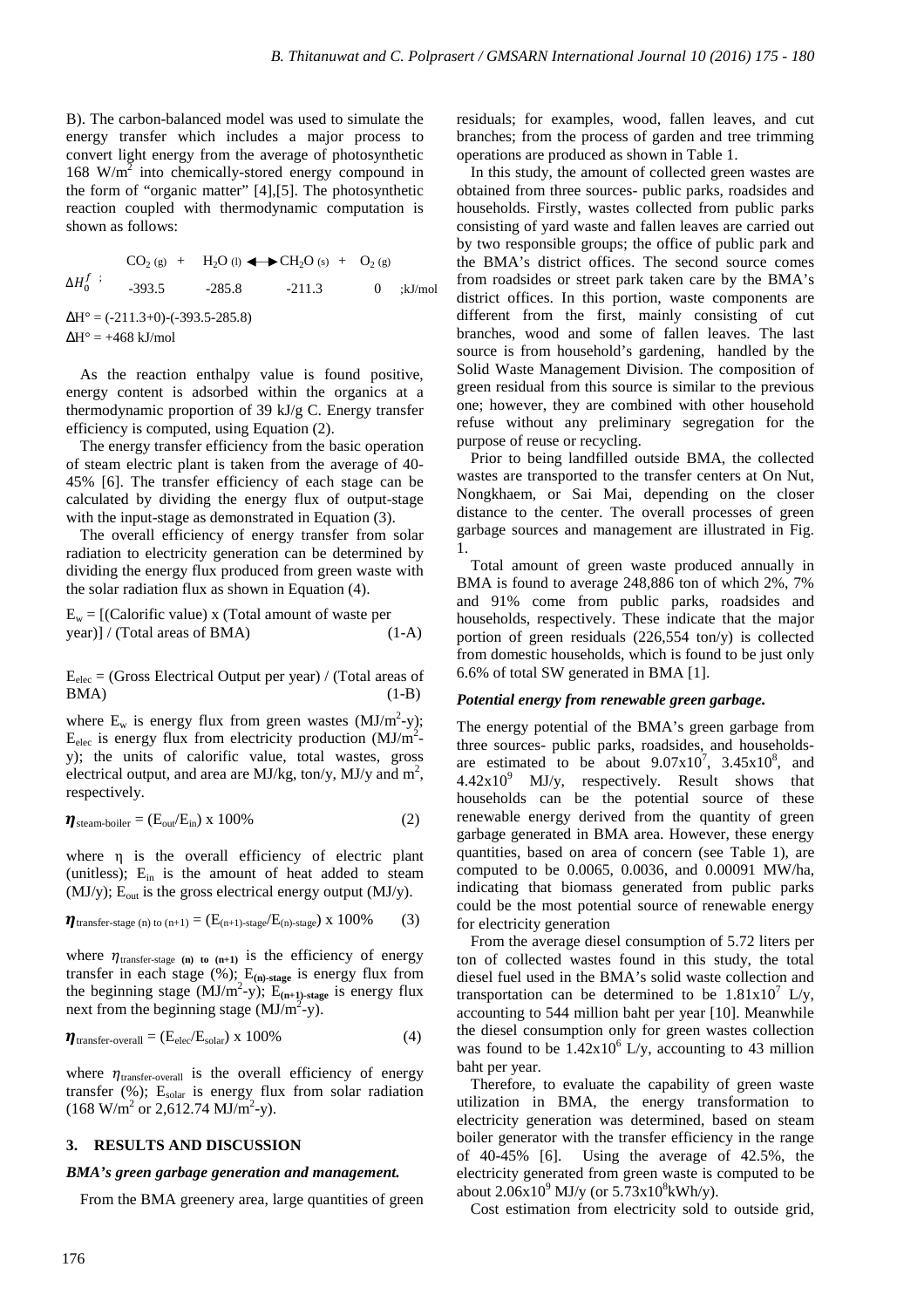B). The carbon-balanced model was used to simulate the energy transfer which includes a major process to convert light energy from the average of photosynthetic 168 $W/m^2$ into chemically-stored energy compound in the form of "organic matter" [4],[5]. The photosynthetic reaction coupled with thermodynamic computation is shown as follows:

$$CO_{2\,(g)} + H_2O_{(l)} \longleftrightarrow CH_2O_{(s)} + O_{2\,(g)}$$

$$\Delta H_0^f\ ; \quad -393.5 \quad -285.8 \quad -211.3 \quad 0 \quad ;\text{kJ/mol}$$

$\Delta H° = (-211.3+0)-(-393.5-285.8)$

$\Delta H° = +468$ kJ/mol

As the reaction enthalpy value is found positive, energy content is adsorbed within the organics at a thermodynamic proportion of 39 kJ/g C. Energy transfer efficiency is computed, using Equation (2).

The energy transfer efficiency from the basic operation of steam electric plant is taken from the average of 40-45% [6]. The transfer efficiency of each stage can be calculated by dividing the energy flux of output-stage with the input-stage as demonstrated in Equation (3).

The overall efficiency of energy transfer from solar radiation to electricity generation can be determined by dividing the energy flux produced from green waste with the solar radiation flux as shown in Equation (4).

$E_w$ = [(Calorific value) x (Total amount of waste per year)] / (Total areas of BMA) (1-A)

$E_{elec}$ = (Gross Electrical Output per year) / (Total areas of BMA) (1-B)

where $E_w$ is energy flux from green wastes ($MJ/m^2$-y); $E_{elec}$ is energy flux from electricity production ($MJ/m^2$-y); the units of calorific value, total wastes, gross electrical output, and area are MJ/kg, ton/y, MJ/y and $m^2$, respectively.

$$\eta_{\text{steam-boiler}} = (E_{out}/E_{in}) \times 100\% \qquad (2)$$

where $\eta$ is the overall efficiency of electric plant (unitless); $E_{in}$ is the amount of heat added to steam (MJ/y); $E_{out}$ is the gross electrical energy output (MJ/y).

$$\eta_{\text{transfer-stage (n) to (n+1)}} = (E_{(n+1)\text{-stage}}/E_{(n)\text{-stage}}) \times 100\% \qquad (3)$$

where $\eta_{\text{transfer-stage (n) to (n+1)}}$ is the efficiency of energy transfer in each stage (%); $E_{(n)\text{-stage}}$ is energy flux from the beginning stage ($MJ/m^2$-y); $E_{(n+1)\text{-stage}}$ is energy flux next from the beginning stage ($MJ/m^2$-y).

$$\eta_{\text{transfer-overall}} = (E_{elec}/E_{solar}) \times 100\% \qquad (4)$$

where $\eta_{\text{transfer-overall}}$ is the overall efficiency of energy transfer (%); $E_{solar}$ is energy flux from solar radiation (168 $W/m^2$ or 2,612.74 $MJ/m^2$-y).

## 3. RESULTS AND DISCUSSION

### *BMA's green garbage generation and management.*

From the BMA greenery area, large quantities of green residuals; for examples, wood, fallen leaves, and cut branches; from the process of garden and tree trimming operations are produced as shown in Table 1.

In this study, the amount of collected green wastes are obtained from three sources- public parks, roadsides and households. Firstly, wastes collected from public parks consisting of yard waste and fallen leaves are carried out by two responsible groups; the office of public park and the BMA's district offices. The second source comes from roadsides or street park taken care by the BMA's district offices. In this portion, waste components are different from the first, mainly consisting of cut branches, wood and some of fallen leaves. The last source is from household's gardening, handled by the Solid Waste Management Division. The composition of green residual from this source is similar to the previous one; however, they are combined with other household refuse without any preliminary segregation for the purpose of reuse or recycling.

Prior to being landfilled outside BMA, the collected wastes are transported to the transfer centers at On Nut, Nongkhaem, or Sai Mai, depending on the closer distance to the center. The overall processes of green garbage sources and management are illustrated in Fig. 1.

Total amount of green waste produced annually in BMA is found to average 248,886 ton of which 2%, 7% and 91% come from public parks, roadsides and households, respectively. These indicate that the major portion of green residuals (226,554 ton/y) is collected from domestic households, which is found to be just only 6.6% of total SW generated in BMA [1].

### *Potential energy from renewable green garbage.*

The energy potential of the BMA's green garbage from three sources- public parks, roadsides, and households- are estimated to be about $9.07\times10^7$, $3.45\times10^8$, and $4.42\times10^9$ MJ/y, respectively. Result shows that households can be the potential source of these renewable energy derived from the quantity of green garbage generated in BMA area. However, these energy quantities, based on area of concern (see Table 1), are computed to be 0.0065, 0.0036, and 0.00091 MW/ha, indicating that biomass generated from public parks could be the most potential source of renewable energy for electricity generation

From the average diesel consumption of 5.72 liters per ton of collected wastes found in this study, the total diesel fuel used in the BMA's solid waste collection and transportation can be determined to be $1.81\times10^7$ L/y, accounting to 544 million baht per year [10]. Meanwhile the diesel consumption only for green wastes collection was found to be $1.42\times10^6$ L/y, accounting to 43 million baht per year.

Therefore, to evaluate the capability of green waste utilization in BMA, the energy transformation to electricity generation was determined, based on steam boiler generator with the transfer efficiency in the range of 40-45% [6]. Using the average of 42.5%, the electricity generated from green waste is computed to be about $2.06\times10^9$ MJ/y (or $5.73\times10^8$kWh/y).

Cost estimation from electricity sold to outside grid,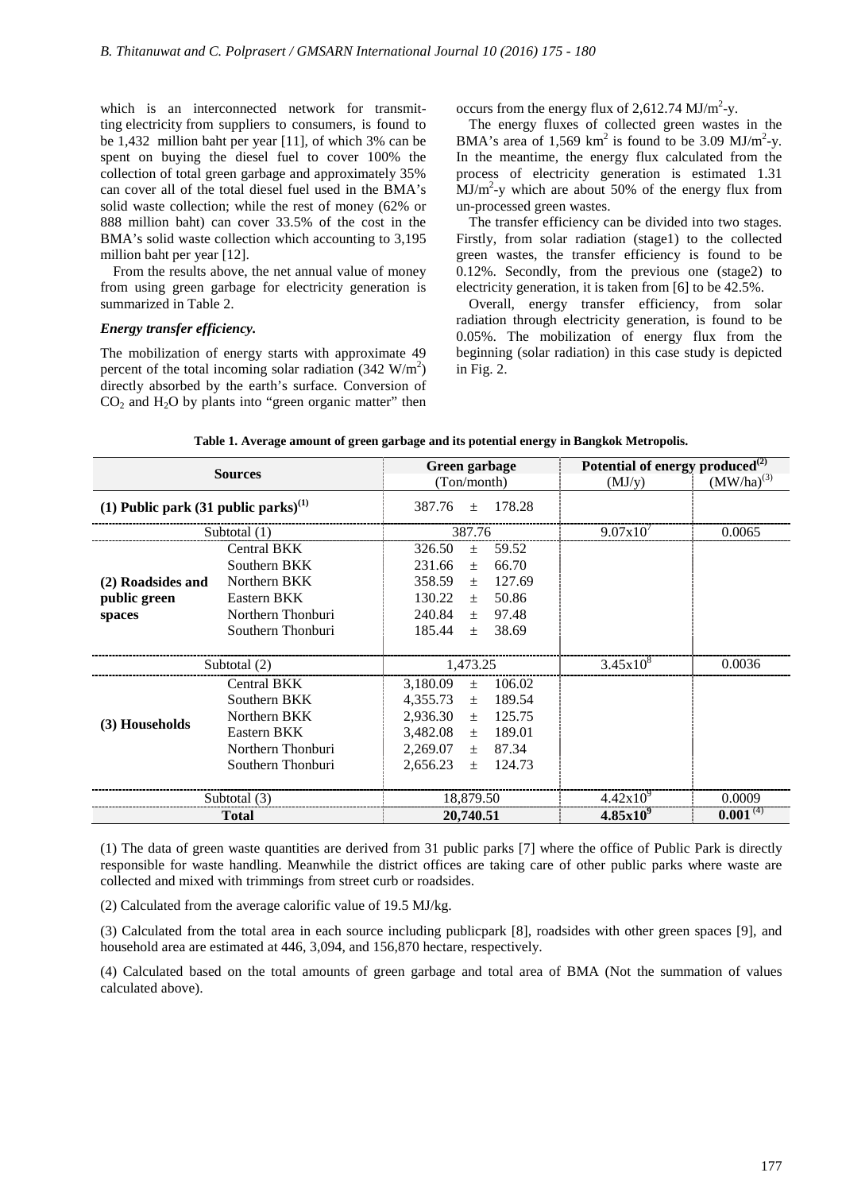which is an interconnected network for transmitting electricity from suppliers to consumers, is found to be 1,432 million baht per year [11], of which 3% can be spent on buying the diesel fuel to cover 100% the collection of total green garbage and approximately 35% can cover all of the total diesel fuel used in the BMA's solid waste collection; while the rest of money (62% or 888 million baht) can cover 33.5% of the cost in the BMA's solid waste collection which accounting to 3,195 million baht per year [12].

From the results above, the net annual value of money from using green garbage for electricity generation is summarized in Table 2.

### *Energy transfer efficiency.*

The mobilization of energy starts with approximate 49 percent of the total incoming solar radiation (342 $W/m^2$) directly absorbed by the earth's surface. Conversion of $CO_2$ and $H_2O$ by plants into "green organic matter" then occurs from the energy flux of 2,612.74 $MJ/m^2$-y.

The energy fluxes of collected green wastes in the BMA's area of 1,569 $km^2$ is found to be 3.09 $MJ/m^2$-y. In the meantime, the energy flux calculated from the process of electricity generation is estimated 1.31 $MJ/m^2$-y which are about 50% of the energy flux from un-processed green wastes.

The transfer efficiency can be divided into two stages. Firstly, from solar radiation (stage1) to the collected green wastes, the transfer efficiency is found to be 0.12%. Secondly, from the previous one (stage2) to electricity generation, it is taken from [6] to be 42.5%.

Overall, energy transfer efficiency, from solar radiation through electricity generation, is found to be 0.05%. The mobilization of energy flux from the beginning (solar radiation) in this case study is depicted in Fig. 2.

**Table 1. Average amount of green garbage and its potential energy in Bangkok Metropolis.**

| Sources | | Green garbage (Ton/month) | Potential of energy produced[(2)] (MJ/y) | (MW/ha)[(3)] |
|---|---|---|---|---|
| **(1) Public park (31 public parks)[(1)]** | | 387.76 ± 178.28 | | |
| Subtotal (1) | | 387.76 | $9.07x10^7$ | 0.0065 |
| **(2) Roadsides and public green spaces** | Central BKK | 326.50 ± 59.52 | | |
| | Southern BKK | 231.66 ± 66.70 | | |
| | Northern BKK | 358.59 ± 127.69 | | |
| | Eastern BKK | 130.22 ± 50.86 | | |
| | Northern Thonburi | 240.84 ± 97.48 | | |
| | Southern Thonburi | 185.44 ± 38.69 | | |
| Subtotal (2) | | 1,473.25 | $3.45x10^8$ | 0.0036 |
| **(3) Households** | Central BKK | 3,180.09 ± 106.02 | | |
| | Southern BKK | 4,355.73 ± 189.54 | | |
| | Northern BKK | 2,936.30 ± 125.75 | | |
| | Eastern BKK | 3,482.08 ± 189.01 | | |
| | Northern Thonburi | 2,269.07 ± 87.34 | | |
| | Southern Thonburi | 2,656.23 ± 124.73 | | |
| Subtotal (3) | | 18,879.50 | $4.42x10^9$ | 0.0009 |
| **Total** | | **20,740.51** | **$4.85x10^9$** | **0.001**[(4)] |

(1) The data of green waste quantities are derived from 31 public parks [7] where the office of Public Park is directly responsible for waste handling. Meanwhile the district offices are taking care of other public parks where waste are collected and mixed with trimmings from street curb or roadsides.

(2) Calculated from the average calorific value of 19.5 MJ/kg.

(3) Calculated from the total area in each source including publicpark [8], roadsides with other green spaces [9], and household area are estimated at 446, 3,094, and 156,870 hectare, respectively.

(4) Calculated based on the total amounts of green garbage and total area of BMA (Not the summation of values calculated above).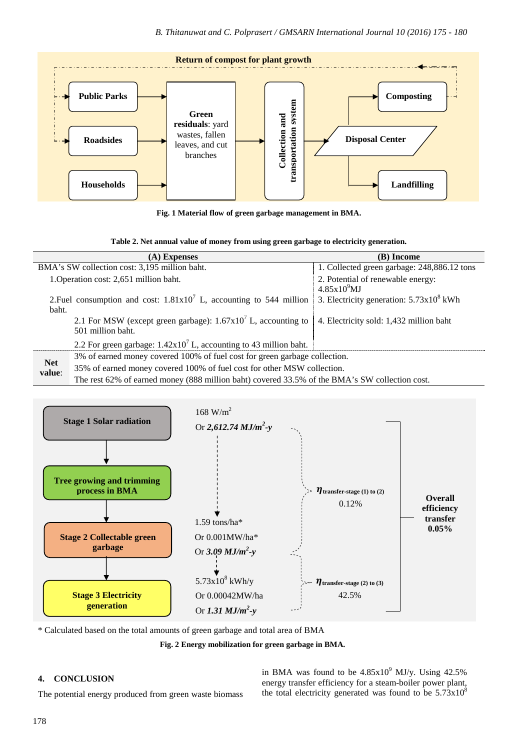Fig. 1 Material flow of green garbage management in BMA.

**Table 2. Net annual value of money from using green garbage to electricity generation.**

| (A) Expenses | (B) Income |
|---|---|
| BMA's SW collection cost: 3,195 million baht. | 1. Collected green garbage: 248,886.12 tons |
| 1.Operation cost: 2,651 million baht. | 2. Potential of renewable energy: $4.85 \times 10^{9}$ MJ |
| 2.Fuel consumption and cost: $1.81 \times 10^{7}$ L, accounting to 544 million baht. | 3. Electricity generation: $5.73 \times 10^{8}$ kWh |
| 2.1 For MSW (except green garbage): $1.67 \times 10^{7}$ L, accounting to 501 million baht. | 4. Electricity sold: 1,432 million baht |
| 2.2 For green garbage: $1.42 \times 10^{7}$ L, accounting to 43 million baht. | |
| **Net value**: 3% of earned money covered 100% of fuel cost for green garbage collection. | |
| 35% of earned money covered 100% of fuel cost for other MSW collection. | |
| The rest 62% of earned money (888 million baht) covered 33.5% of the BMA's SW collection cost. | |

\* Calculated based on the total amounts of green garbage and total area of BMA

Fig. 2 Energy mobilization for green garbage in BMA.

## 4. CONCLUSION

The potential energy produced from green waste biomass in BMA was found to be $4.85 \times 10^{9}$ MJ/y. Using 42.5% energy transfer efficiency for a steam-boiler power plant, the total electricity generated was found to be $5.73 \times 10^{8}$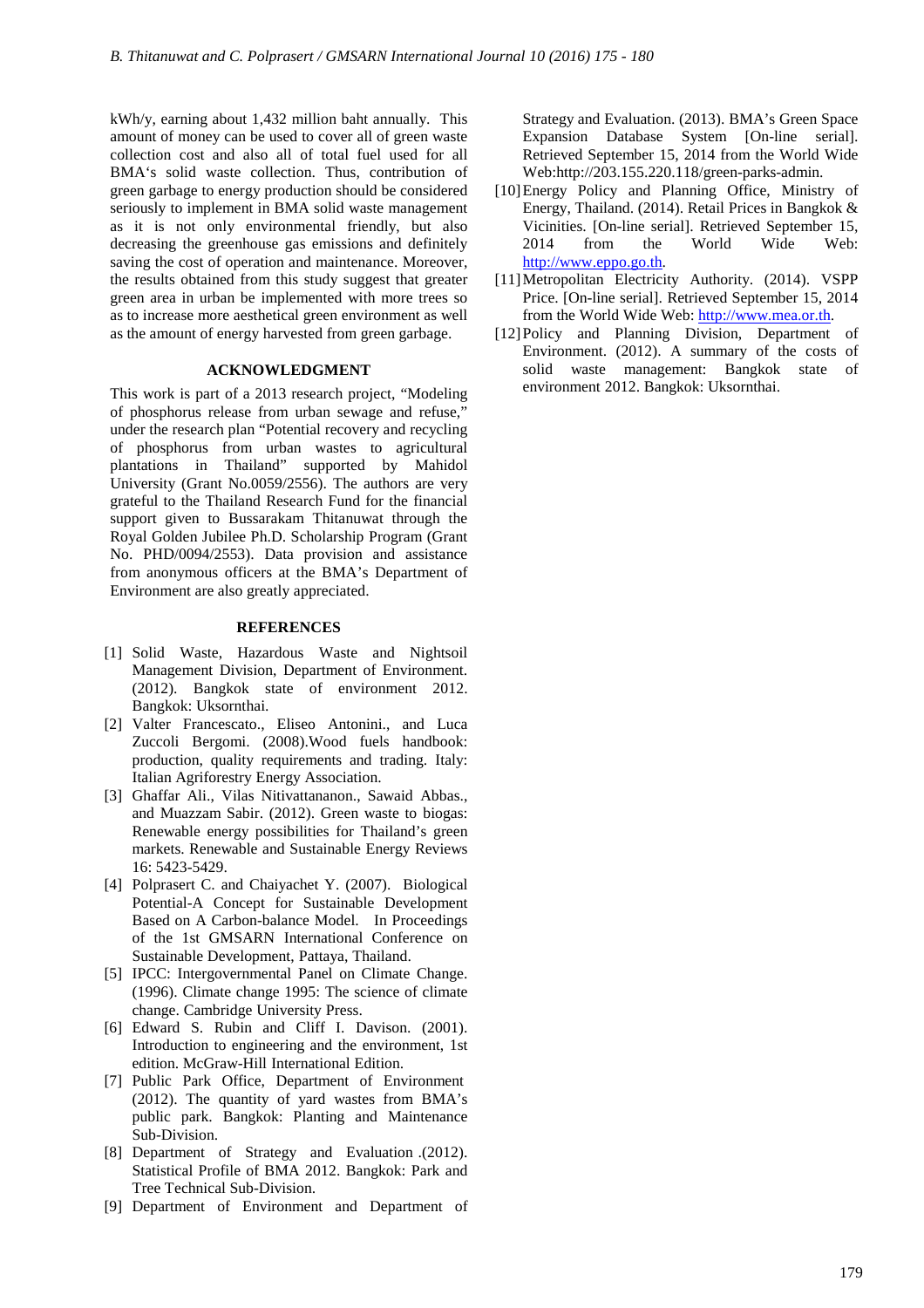kWh/y, earning about 1,432 million baht annually. This amount of money can be used to cover all of green waste collection cost and also all of total fuel used for all BMA's solid waste collection. Thus, contribution of green garbage to energy production should be considered seriously to implement in BMA solid waste management as it is not only environmental friendly, but also decreasing the greenhouse gas emissions and definitely saving the cost of operation and maintenance. Moreover, the results obtained from this study suggest that greater green area in urban be implemented with more trees so as to increase more aesthetical green environment as well as the amount of energy harvested from green garbage.

## ACKNOWLEDGMENT

This work is part of a 2013 research project, "Modeling of phosphorus release from urban sewage and refuse," under the research plan "Potential recovery and recycling of phosphorus from urban wastes to agricultural plantations in Thailand" supported by Mahidol University (Grant No.0059/2556). The authors are very grateful to the Thailand Research Fund for the financial support given to Bussarakam Thitanuwat through the Royal Golden Jubilee Ph.D. Scholarship Program (Grant No. PHD/0094/2553). Data provision and assistance from anonymous officers at the BMA's Department of Environment are also greatly appreciated.

## REFERENCES

[1] Solid Waste, Hazardous Waste and Nightsoil Management Division, Department of Environment. (2012). Bangkok state of environment 2012. Bangkok: Uksornthai.

[2] Valter Francescato., Eliseo Antonini., and Luca Zuccoli Bergomi. (2008).Wood fuels handbook: production, quality requirements and trading. Italy: Italian Agriforestry Energy Association.

[3] Ghaffar Ali., Vilas Nitivattananon., Sawaid Abbas., and Muazzam Sabir. (2012). Green waste to biogas: Renewable energy possibilities for Thailand's green markets. Renewable and Sustainable Energy Reviews 16: 5423-5429.

[4] Polprasert C. and Chaiyachet Y. (2007). Biological Potential-A Concept for Sustainable Development Based on A Carbon-balance Model. In Proceedings of the 1st GMSARN International Conference on Sustainable Development, Pattaya, Thailand.

[5] IPCC: Intergovernmental Panel on Climate Change. (1996). Climate change 1995: The science of climate change. Cambridge University Press.

[6] Edward S. Rubin and Cliff I. Davison. (2001). Introduction to engineering and the environment, 1st edition. McGraw-Hill International Edition.

[7] Public Park Office, Department of Environment (2012). The quantity of yard wastes from BMA's public park. Bangkok: Planting and Maintenance Sub-Division.

[8] Department of Strategy and Evaluation .(2012). Statistical Profile of BMA 2012. Bangkok: Park and Tree Technical Sub-Division.

[9] Department of Environment and Department of Strategy and Evaluation. (2013). BMA's Green Space Expansion Database System [On-line serial]. Retrieved September 15, 2014 from the World Wide Web:http://203.155.220.118/green-parks-admin.

[10] Energy Policy and Planning Office, Ministry of Energy, Thailand. (2014). Retail Prices in Bangkok & Vicinities. [On-line serial]. Retrieved September 15, 2014 from the World Wide Web: http://www.eppo.go.th.

[11] Metropolitan Electricity Authority. (2014). VSPP Price. [On-line serial]. Retrieved September 15, 2014 from the World Wide Web: http://www.mea.or.th.

[12] Policy and Planning Division, Department of Environment. (2012). A summary of the costs of solid waste management: Bangkok state of environment 2012. Bangkok: Uksornthai.